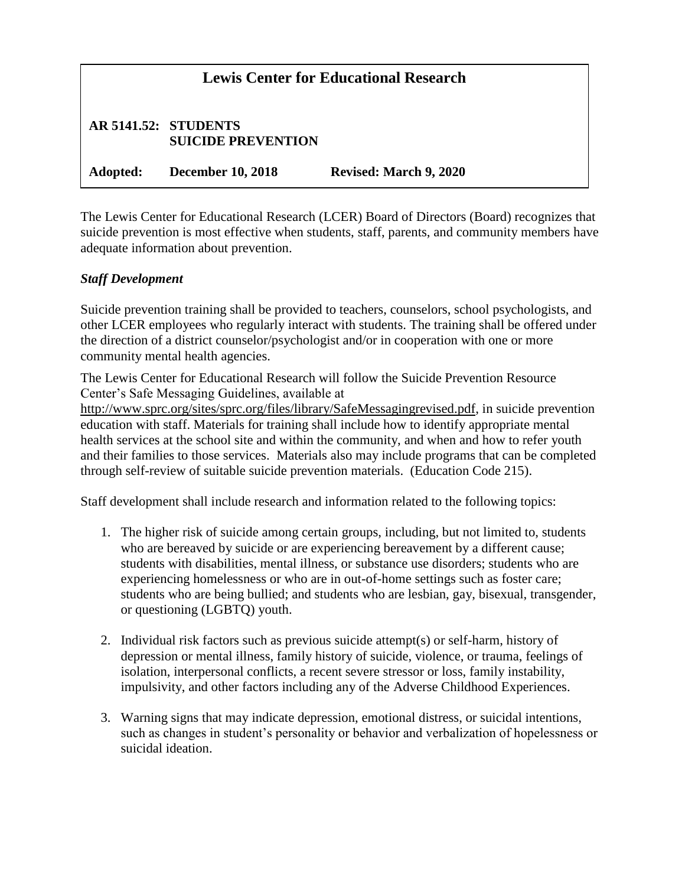# Lewis Center for Educational Research

**AR 5141.52: STUDENTS**
**SUICIDE PREVENTION**

**Adopted: December 10, 2018 Revised: March 9, 2020**

The Lewis Center for Educational Research (LCER) Board of Directors (Board) recognizes that suicide prevention is most effective when students, staff, parents, and community members have adequate information about prevention.

## *Staff Development*

Suicide prevention training shall be provided to teachers, counselors, school psychologists, and other LCER employees who regularly interact with students. The training shall be offered under the direction of a district counselor/psychologist and/or in cooperation with one or more community mental health agencies.

The Lewis Center for Educational Research will follow the Suicide Prevention Resource Center's Safe Messaging Guidelines, available at http://www.sprc.org/sites/sprc.org/files/library/SafeMessagingrevised.pdf, in suicide prevention education with staff. Materials for training shall include how to identify appropriate mental health services at the school site and within the community, and when and how to refer youth and their families to those services. Materials also may include programs that can be completed through self-review of suitable suicide prevention materials. (Education Code 215).

Staff development shall include research and information related to the following topics:

1. The higher risk of suicide among certain groups, including, but not limited to, students who are bereaved by suicide or are experiencing bereavement by a different cause; students with disabilities, mental illness, or substance use disorders; students who are experiencing homelessness or who are in out-of-home settings such as foster care; students who are being bullied; and students who are lesbian, gay, bisexual, transgender, or questioning (LGBTQ) youth.

2. Individual risk factors such as previous suicide attempt(s) or self-harm, history of depression or mental illness, family history of suicide, violence, or trauma, feelings of isolation, interpersonal conflicts, a recent severe stressor or loss, family instability, impulsivity, and other factors including any of the Adverse Childhood Experiences.

3. Warning signs that may indicate depression, emotional distress, or suicidal intentions, such as changes in student's personality or behavior and verbalization of hopelessness or suicidal ideation.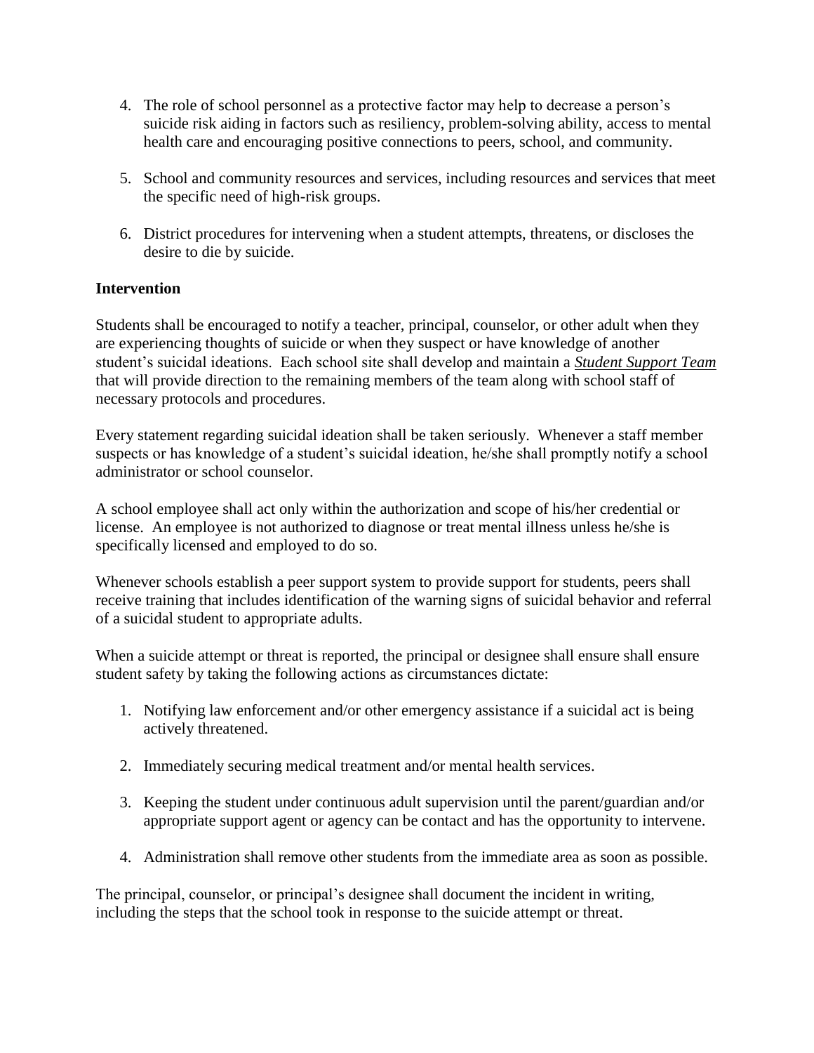4. The role of school personnel as a protective factor may help to decrease a person's suicide risk aiding in factors such as resiliency, problem-solving ability, access to mental health care and encouraging positive connections to peers, school, and community.

5. School and community resources and services, including resources and services that meet the specific need of high-risk groups.

6. District procedures for intervening when a student attempts, threatens, or discloses the desire to die by suicide.

**Intervention**

Students shall be encouraged to notify a teacher, principal, counselor, or other adult when they are experiencing thoughts of suicide or when they suspect or have knowledge of another student's suicidal ideations. Each school site shall develop and maintain a ***Student Support Team*** that will provide direction to the remaining members of the team along with school staff of necessary protocols and procedures.

Every statement regarding suicidal ideation shall be taken seriously. Whenever a staff member suspects or has knowledge of a student's suicidal ideation, he/she shall promptly notify a school administrator or school counselor.

A school employee shall act only within the authorization and scope of his/her credential or license. An employee is not authorized to diagnose or treat mental illness unless he/she is specifically licensed and employed to do so.

Whenever schools establish a peer support system to provide support for students, peers shall receive training that includes identification of the warning signs of suicidal behavior and referral of a suicidal student to appropriate adults.

When a suicide attempt or threat is reported, the principal or designee shall ensure shall ensure student safety by taking the following actions as circumstances dictate:

1. Notifying law enforcement and/or other emergency assistance if a suicidal act is being actively threatened.

2. Immediately securing medical treatment and/or mental health services.

3. Keeping the student under continuous adult supervision until the parent/guardian and/or appropriate support agent or agency can be contact and has the opportunity to intervene.

4. Administration shall remove other students from the immediate area as soon as possible.

The principal, counselor, or principal's designee shall document the incident in writing, including the steps that the school took in response to the suicide attempt or threat.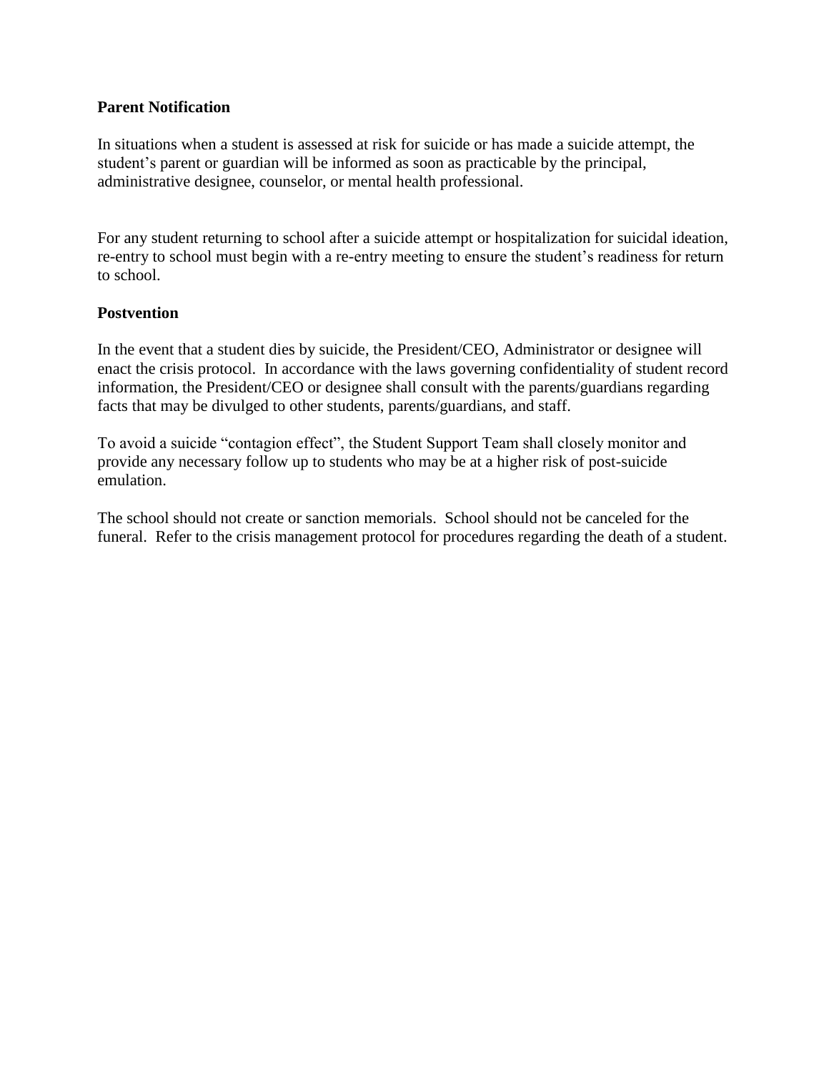**Parent Notification**

In situations when a student is assessed at risk for suicide or has made a suicide attempt, the student's parent or guardian will be informed as soon as practicable by the principal, administrative designee, counselor, or mental health professional.

For any student returning to school after a suicide attempt or hospitalization for suicidal ideation, re-entry to school must begin with a re-entry meeting to ensure the student's readiness for return to school.

**Postvention**

In the event that a student dies by suicide, the President/CEO, Administrator or designee will enact the crisis protocol. In accordance with the laws governing confidentiality of student record information, the President/CEO or designee shall consult with the parents/guardians regarding facts that may be divulged to other students, parents/guardians, and staff.

To avoid a suicide "contagion effect", the Student Support Team shall closely monitor and provide any necessary follow up to students who may be at a higher risk of post-suicide emulation.

The school should not create or sanction memorials. School should not be canceled for the funeral. Refer to the crisis management protocol for procedures regarding the death of a student.